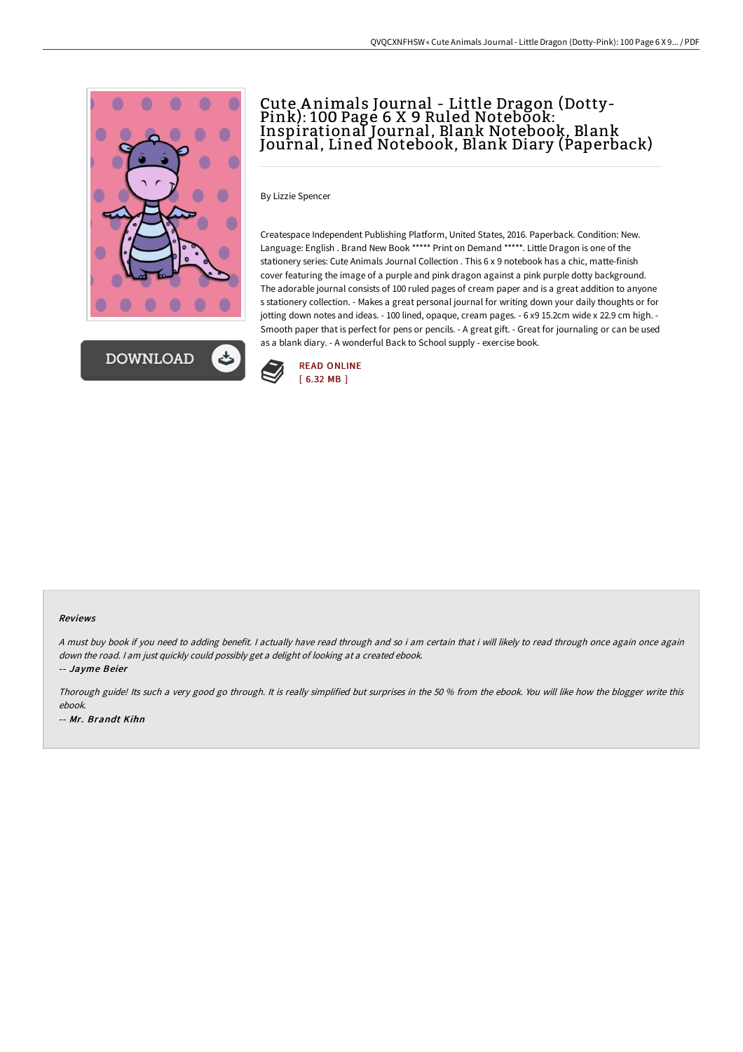# Cute Animals Journal - Little Dragon (Dotty-Pink): 100 Page 6 X 9 Ruled Notebook: Inspirational Journal, Blank Notebook, Blank Journal, Lined Notebook, Blank Diary (Paperback)

By Lizzie Spencer

Createspace Independent Publishing Platform, United States, 2016. Paperback. Condition: New. Language: English . Brand New Book ***** Print on Demand *****. Little Dragon is one of the stationery series: Cute Animals Journal Collection . This 6 x 9 notebook has a chic, matte-finish cover featuring the image of a purple and pink dragon against a pink purple dotty background. The adorable journal consists of 100 ruled pages of cream paper and is a great addition to anyone s stationery collection. - Makes a great personal journal for writing down your daily thoughts or for jotting down notes and ideas. - 100 lined, opaque, cream pages. - 6 x9 15.2cm wide x 22.9 cm high. - Smooth paper that is perfect for pens or pencils. - A great gift. - Great for journaling or can be used as a blank diary. - A wonderful Back to School supply - exercise book.

DOWNLOAD

READ ONLINE
[ 6.32 MB ]

#### Reviews

*A must buy book if you need to adding benefit. I actually have read through and so i am certain that i will likely to read through once again once again down the road. I am just quickly could possibly get a delight of looking at a created ebook.*

-- ***Jayme Beier***

*Thorough guide! Its such a very good go through. It is really simplified but surprises in the 50 % from the ebook. You will like how the blogger write this ebook.*

-- ***Mr. Brandt Kihn***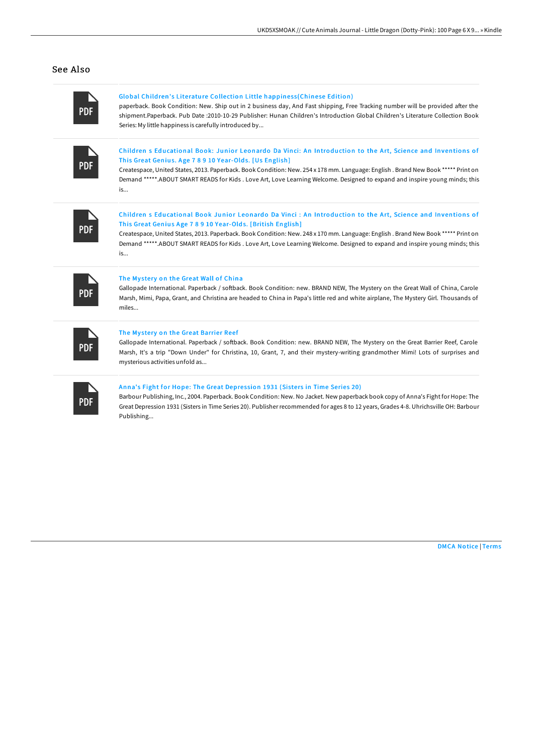## See Also

**Global Children's Literature Collection Little happiness(Chinese Edition)**

paperback. Book Condition: New. Ship out in 2 business day, And Fast shipping, Free Tracking number will be provided after the shipment.Paperback. Pub Date :2010-10-29 Publisher: Hunan Children's Introduction Global Children's Literature Collection Book Series: My little happiness is carefully introduced by...

**Children s Educational Book: Junior Leonardo Da Vinci: An Introduction to the Art, Science and Inventions of This Great Genius. Age 7 8 9 10 Year-Olds. [Us English]**

Createspace, United States, 2013. Paperback. Book Condition: New. 254 x 178 mm. Language: English . Brand New Book ***** Print on Demand *****.ABOUT SMART READS for Kids . Love Art, Love Learning Welcome. Designed to expand and inspire young minds; this is...

**Children s Educational Book Junior Leonardo Da Vinci : An Introduction to the Art, Science and Inventions of This Great Genius Age 7 8 9 10 Year-Olds. [British English]**

Createspace, United States, 2013. Paperback. Book Condition: New. 248 x 170 mm. Language: English . Brand New Book ***** Print on Demand *****.ABOUT SMART READS for Kids . Love Art, Love Learning Welcome. Designed to expand and inspire young minds; this is...

**The Mystery on the Great Wall of China**

Gallopade International. Paperback / softback. Book Condition: new. BRAND NEW, The Mystery on the Great Wall of China, Carole Marsh, Mimi, Papa, Grant, and Christina are headed to China in Papa's little red and white airplane, The Mystery Girl. Thousands of miles...

**The Mystery on the Great Barrier Reef**

Gallopade International. Paperback / softback. Book Condition: new. BRAND NEW, The Mystery on the Great Barrier Reef, Carole Marsh, It's a trip "Down Under" for Christina, 10, Grant, 7, and their mystery-writing grandmother Mimi! Lots of surprises and mysterious activities unfold as...

**Anna's Fight for Hope: The Great Depression 1931 (Sisters in Time Series 20)**

Barbour Publishing, Inc., 2004. Paperback. Book Condition: New. No Jacket. New paperback book copy of Anna's Fight for Hope: The Great Depression 1931 (Sisters in Time Series 20). Publisher recommended for ages 8 to 12 years, Grades 4-8. Uhrichsville OH: Barbour Publishing...